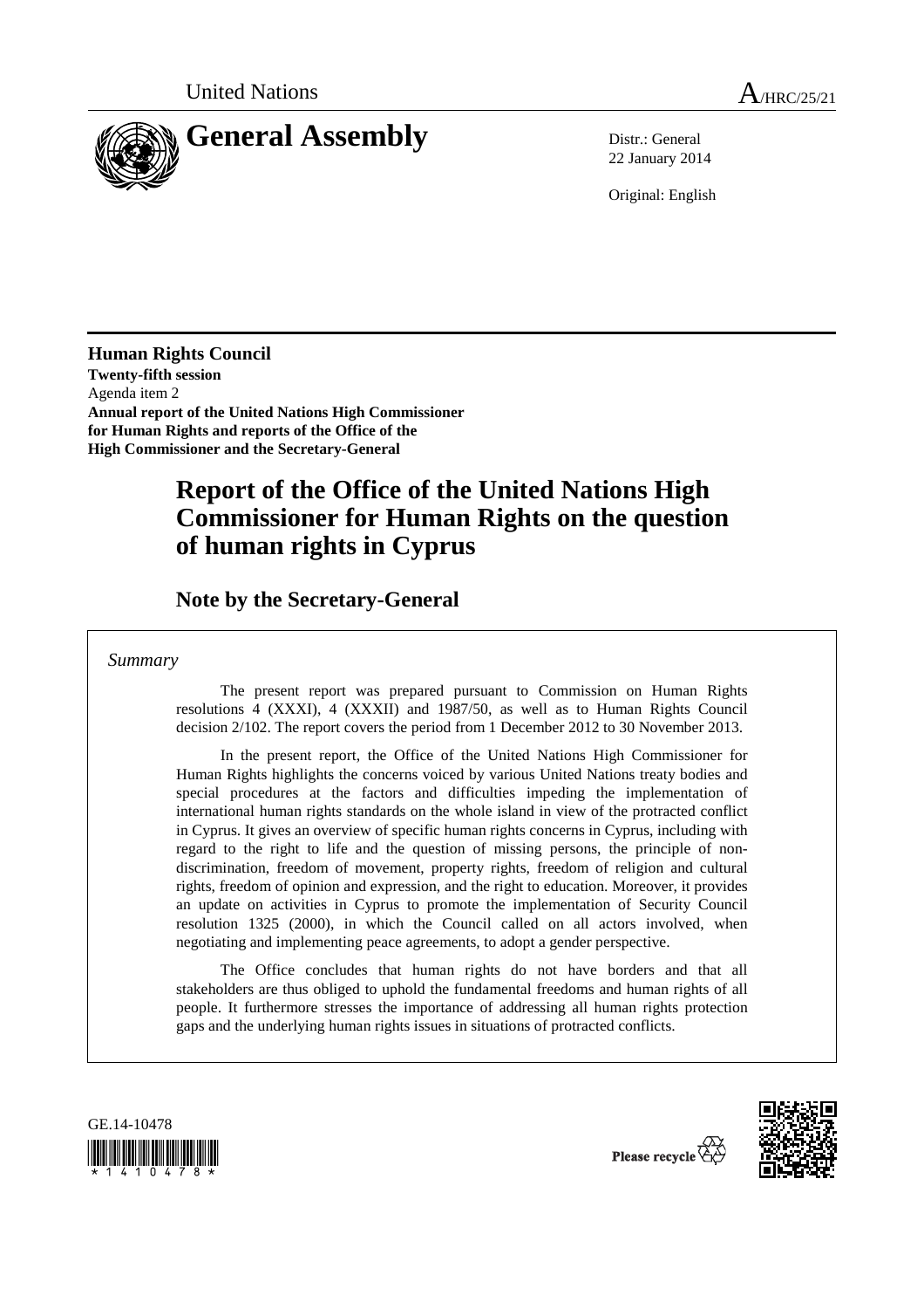United Nations

A/HRC/25/21

# General Assembly

Distr.: General
22 January 2014

Original: English

**Human Rights Council**
**Twenty-fifth session**
Agenda item 2
**Annual report of the United Nations High Commissioner for Human Rights and reports of the Office of the High Commissioner and the Secretary-General**

# Report of the Office of the United Nations High Commissioner for Human Rights on the question of human rights in Cyprus

## Note by the Secretary-General

*Summary*

The present report was prepared pursuant to Commission on Human Rights resolutions 4 (XXXI), 4 (XXXII) and 1987/50, as well as to Human Rights Council decision 2/102. The report covers the period from 1 December 2012 to 30 November 2013.

In the present report, the Office of the United Nations High Commissioner for Human Rights highlights the concerns voiced by various United Nations treaty bodies and special procedures at the factors and difficulties impeding the implementation of international human rights standards on the whole island in view of the protracted conflict in Cyprus. It gives an overview of specific human rights concerns in Cyprus, including with regard to the right to life and the question of missing persons, the principle of non-discrimination, freedom of movement, property rights, freedom of religion and cultural rights, freedom of opinion and expression, and the right to education. Moreover, it provides an update on activities in Cyprus to promote the implementation of Security Council resolution 1325 (2000), in which the Council called on all actors involved, when negotiating and implementing peace agreements, to adopt a gender perspective.

The Office concludes that human rights do not have borders and that all stakeholders are thus obliged to uphold the fundamental freedoms and human rights of all people. It furthermore stresses the importance of addressing all human rights protection gaps and the underlying human rights issues in situations of protracted conflicts.

GE.14-10478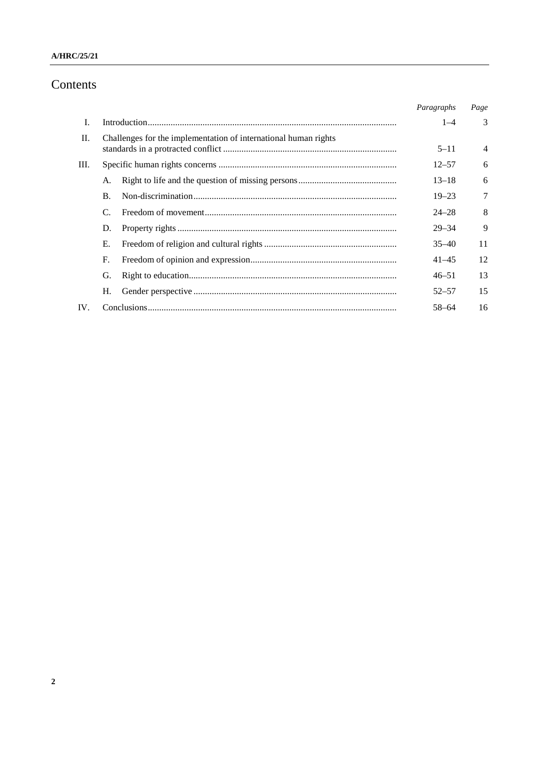# Contents

| | | | *Paragraphs* | *Page* |
|---|---|---|---|---|
| I. | Introduction | | 1–4 | 3 |
| II. | Challenges for the implementation of international human rights standards in a protracted conflict | | 5–11 | 4 |
| III. | Specific human rights concerns | | 12–57 | 6 |
| | A. | Right to life and the question of missing persons | 13–18 | 6 |
| | B. | Non-discrimination | 19–23 | 7 |
| | C. | Freedom of movement | 24–28 | 8 |
| | D. | Property rights | 29–34 | 9 |
| | E. | Freedom of religion and cultural rights | 35–40 | 11 |
| | F. | Freedom of opinion and expression | 41–45 | 12 |
| | G. | Right to education | 46–51 | 13 |
| | H. | Gender perspective | 52–57 | 15 |
| IV. | Conclusions | | 58–64 | 16 |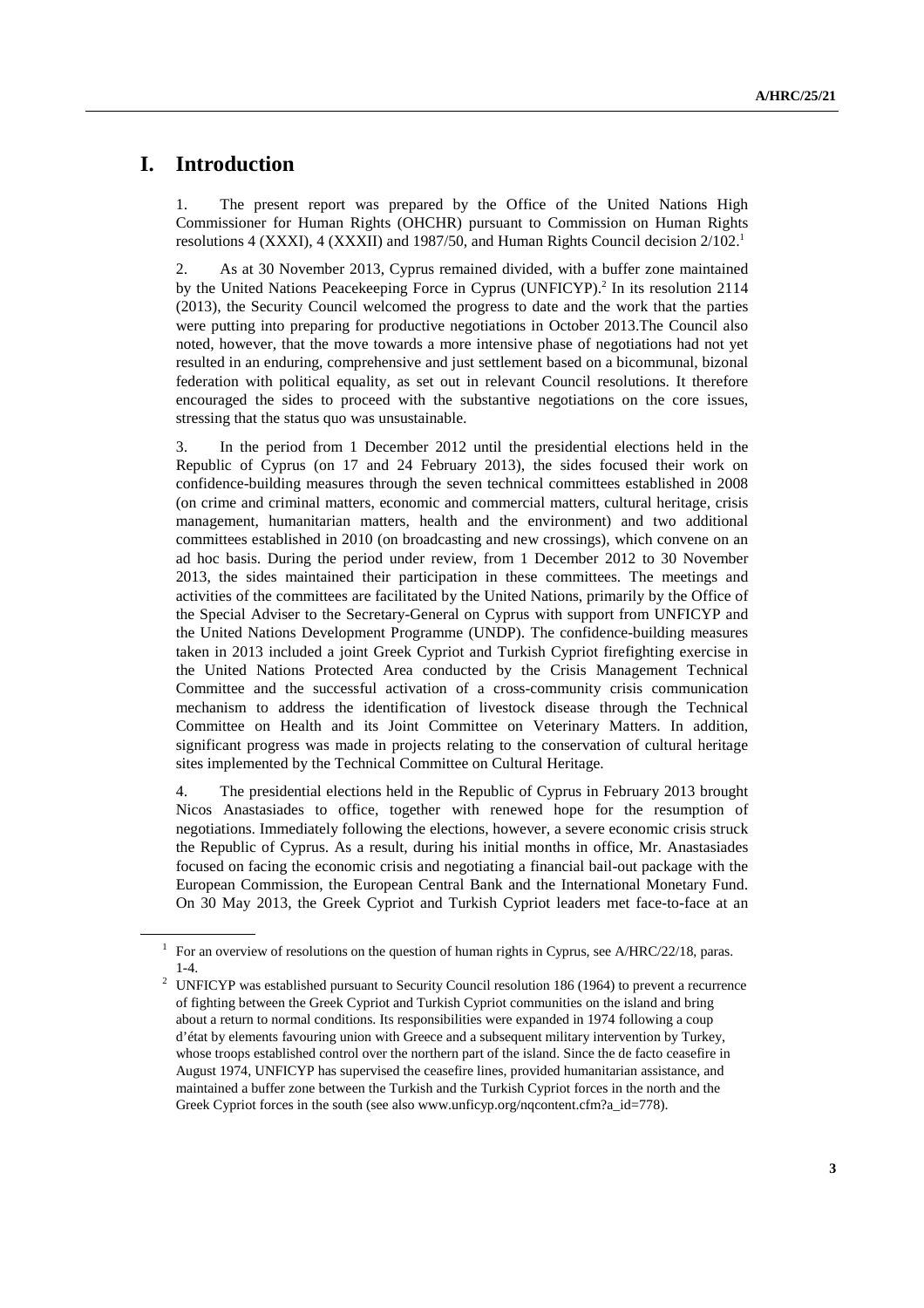# I. Introduction

1. The present report was prepared by the Office of the United Nations High Commissioner for Human Rights (OHCHR) pursuant to Commission on Human Rights resolutions 4 (XXXI), 4 (XXXII) and 1987/50, and Human Rights Council decision 2/102.[1]

2. As at 30 November 2013, Cyprus remained divided, with a buffer zone maintained by the United Nations Peacekeeping Force in Cyprus (UNFICYP).[2] In its resolution 2114 (2013), the Security Council welcomed the progress to date and the work that the parties were putting into preparing for productive negotiations in October 2013.The Council also noted, however, that the move towards a more intensive phase of negotiations had not yet resulted in an enduring, comprehensive and just settlement based on a bicommunal, bizonal federation with political equality, as set out in relevant Council resolutions. It therefore encouraged the sides to proceed with the substantive negotiations on the core issues, stressing that the status quo was unsustainable.

3. In the period from 1 December 2012 until the presidential elections held in the Republic of Cyprus (on 17 and 24 February 2013), the sides focused their work on confidence-building measures through the seven technical committees established in 2008 (on crime and criminal matters, economic and commercial matters, cultural heritage, crisis management, humanitarian matters, health and the environment) and two additional committees established in 2010 (on broadcasting and new crossings), which convene on an ad hoc basis. During the period under review, from 1 December 2012 to 30 November 2013, the sides maintained their participation in these committees. The meetings and activities of the committees are facilitated by the United Nations, primarily by the Office of the Special Adviser to the Secretary-General on Cyprus with support from UNFICYP and the United Nations Development Programme (UNDP). The confidence-building measures taken in 2013 included a joint Greek Cypriot and Turkish Cypriot firefighting exercise in the United Nations Protected Area conducted by the Crisis Management Technical Committee and the successful activation of a cross-community crisis communication mechanism to address the identification of livestock disease through the Technical Committee on Health and its Joint Committee on Veterinary Matters. In addition, significant progress was made in projects relating to the conservation of cultural heritage sites implemented by the Technical Committee on Cultural Heritage.

4. The presidential elections held in the Republic of Cyprus in February 2013 brought Nicos Anastasiades to office, together with renewed hope for the resumption of negotiations. Immediately following the elections, however, a severe economic crisis struck the Republic of Cyprus. As a result, during his initial months in office, Mr. Anastasiades focused on facing the economic crisis and negotiating a financial bail-out package with the European Commission, the European Central Bank and the International Monetary Fund. On 30 May 2013, the Greek Cypriot and Turkish Cypriot leaders met face-to-face at an

---

[1] For an overview of resolutions on the question of human rights in Cyprus, see A/HRC/22/18, paras. 1-4.

[2] UNFICYP was established pursuant to Security Council resolution 186 (1964) to prevent a recurrence of fighting between the Greek Cypriot and Turkish Cypriot communities on the island and bring about a return to normal conditions. Its responsibilities were expanded in 1974 following a coup d'état by elements favouring union with Greece and a subsequent military intervention by Turkey, whose troops established control over the northern part of the island. Since the de facto ceasefire in August 1974, UNFICYP has supervised the ceasefire lines, provided humanitarian assistance, and maintained a buffer zone between the Turkish and the Turkish Cypriot forces in the north and the Greek Cypriot forces in the south (see also www.unficyp.org/nqcontent.cfm?a_id=778).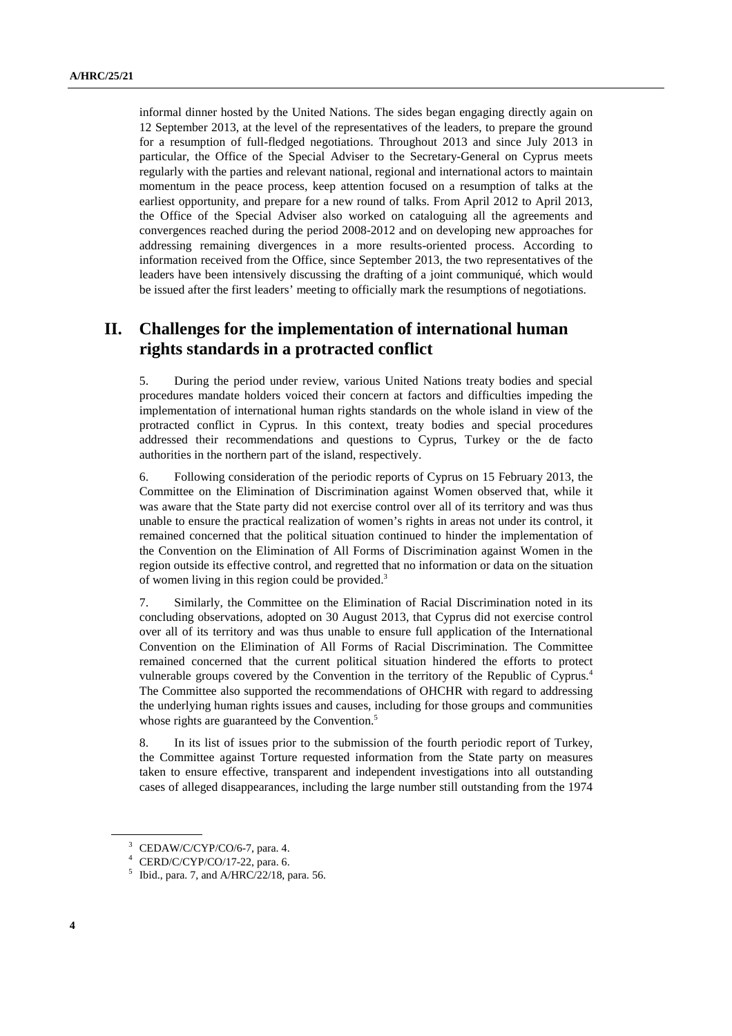informal dinner hosted by the United Nations. The sides began engaging directly again on 12 September 2013, at the level of the representatives of the leaders, to prepare the ground for a resumption of full-fledged negotiations. Throughout 2013 and since July 2013 in particular, the Office of the Special Adviser to the Secretary-General on Cyprus meets regularly with the parties and relevant national, regional and international actors to maintain momentum in the peace process, keep attention focused on a resumption of talks at the earliest opportunity, and prepare for a new round of talks. From April 2012 to April 2013, the Office of the Special Adviser also worked on cataloguing all the agreements and convergences reached during the period 2008-2012 and on developing new approaches for addressing remaining divergences in a more results-oriented process. According to information received from the Office, since September 2013, the two representatives of the leaders have been intensively discussing the drafting of a joint communiqué, which would be issued after the first leaders' meeting to officially mark the resumptions of negotiations.

## II. Challenges for the implementation of international human rights standards in a protracted conflict

5. During the period under review, various United Nations treaty bodies and special procedures mandate holders voiced their concern at factors and difficulties impeding the implementation of international human rights standards on the whole island in view of the protracted conflict in Cyprus. In this context, treaty bodies and special procedures addressed their recommendations and questions to Cyprus, Turkey or the de facto authorities in the northern part of the island, respectively.

6. Following consideration of the periodic reports of Cyprus on 15 February 2013, the Committee on the Elimination of Discrimination against Women observed that, while it was aware that the State party did not exercise control over all of its territory and was thus unable to ensure the practical realization of women's rights in areas not under its control, it remained concerned that the political situation continued to hinder the implementation of the Convention on the Elimination of All Forms of Discrimination against Women in the region outside its effective control, and regretted that no information or data on the situation of women living in this region could be provided.[3]

7. Similarly, the Committee on the Elimination of Racial Discrimination noted in its concluding observations, adopted on 30 August 2013, that Cyprus did not exercise control over all of its territory and was thus unable to ensure full application of the International Convention on the Elimination of All Forms of Racial Discrimination. The Committee remained concerned that the current political situation hindered the efforts to protect vulnerable groups covered by the Convention in the territory of the Republic of Cyprus.[4] The Committee also supported the recommendations of OHCHR with regard to addressing the underlying human rights issues and causes, including for those groups and communities whose rights are guaranteed by the Convention.[5]

8. In its list of issues prior to the submission of the fourth periodic report of Turkey, the Committee against Torture requested information from the State party on measures taken to ensure effective, transparent and independent investigations into all outstanding cases of alleged disappearances, including the large number still outstanding from the 1974

---

[3] CEDAW/C/CYP/CO/6-7, para. 4.

[4] CERD/C/CYP/CO/17-22, para. 6.

[5] Ibid., para. 7, and A/HRC/22/18, para. 56.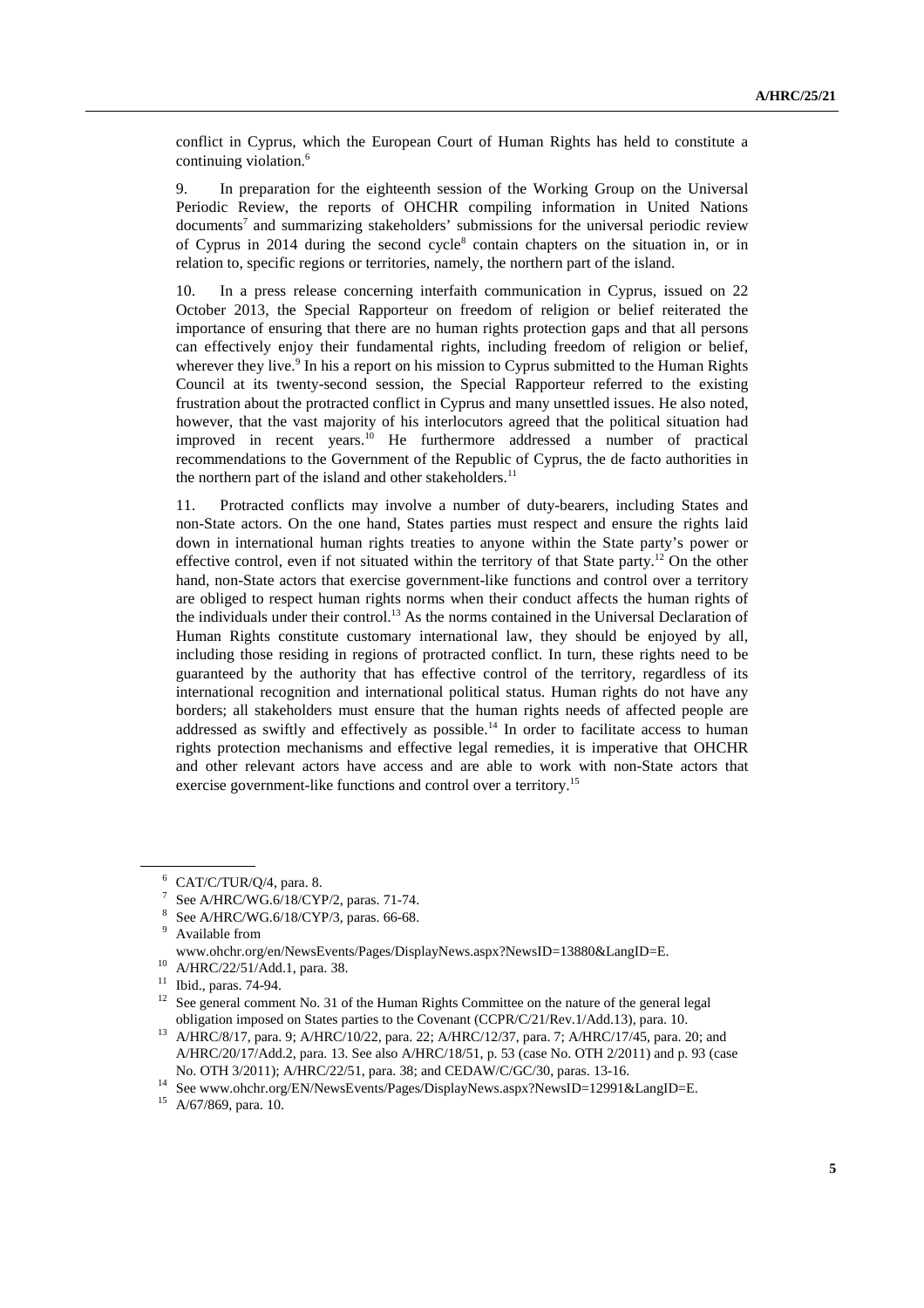conflict in Cyprus, which the European Court of Human Rights has held to constitute a continuing violation.[6]

9. In preparation for the eighteenth session of the Working Group on the Universal Periodic Review, the reports of OHCHR compiling information in United Nations documents[7] and summarizing stakeholders' submissions for the universal periodic review of Cyprus in 2014 during the second cycle[8] contain chapters on the situation in, or in relation to, specific regions or territories, namely, the northern part of the island.

10. In a press release concerning interfaith communication in Cyprus, issued on 22 October 2013, the Special Rapporteur on freedom of religion or belief reiterated the importance of ensuring that there are no human rights protection gaps and that all persons can effectively enjoy their fundamental rights, including freedom of religion or belief, wherever they live.[9] In his a report on his mission to Cyprus submitted to the Human Rights Council at its twenty-second session, the Special Rapporteur referred to the existing frustration about the protracted conflict in Cyprus and many unsettled issues. He also noted, however, that the vast majority of his interlocutors agreed that the political situation had improved in recent years.[10] He furthermore addressed a number of practical recommendations to the Government of the Republic of Cyprus, the de facto authorities in the northern part of the island and other stakeholders.[11]

11. Protracted conflicts may involve a number of duty-bearers, including States and non-State actors. On the one hand, States parties must respect and ensure the rights laid down in international human rights treaties to anyone within the State party's power or effective control, even if not situated within the territory of that State party.[12] On the other hand, non-State actors that exercise government-like functions and control over a territory are obliged to respect human rights norms when their conduct affects the human rights of the individuals under their control.[13] As the norms contained in the Universal Declaration of Human Rights constitute customary international law, they should be enjoyed by all, including those residing in regions of protracted conflict. In turn, these rights need to be guaranteed by the authority that has effective control of the territory, regardless of its international recognition and international political status. Human rights do not have any borders; all stakeholders must ensure that the human rights needs of affected people are addressed as swiftly and effectively as possible.[14] In order to facilitate access to human rights protection mechanisms and effective legal remedies, it is imperative that OHCHR and other relevant actors have access and are able to work with non-State actors that exercise government-like functions and control over a territory.[15]

---

[6] CAT/C/TUR/Q/4, para. 8.

[7] See A/HRC/WG.6/18/CYP/2, paras. 71-74.

[8] See A/HRC/WG.6/18/CYP/3, paras. 66-68.

[9] Available from www.ohchr.org/en/NewsEvents/Pages/DisplayNews.aspx?NewsID=13880&LangID=E.

[10] A/HRC/22/51/Add.1, para. 38.

[11] Ibid., paras. 74-94.

[12] See general comment No. 31 of the Human Rights Committee on the nature of the general legal obligation imposed on States parties to the Covenant (CCPR/C/21/Rev.1/Add.13), para. 10.

[13] A/HRC/8/17, para. 9; A/HRC/10/22, para. 22; A/HRC/12/37, para. 7; A/HRC/17/45, para. 20; and A/HRC/20/17/Add.2, para. 13. See also A/HRC/18/51, p. 53 (case No. OTH 2/2011) and p. 93 (case No. OTH 3/2011); A/HRC/22/51, para. 38; and CEDAW/C/GC/30, paras. 13-16.

[14] See www.ohchr.org/EN/NewsEvents/Pages/DisplayNews.aspx?NewsID=12991&LangID=E.

[15] A/67/869, para. 10.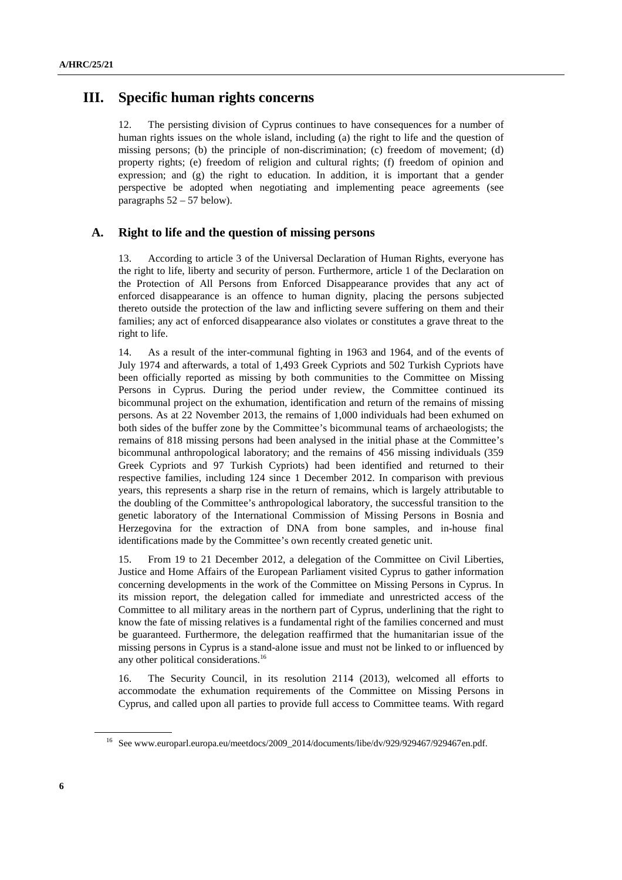# III. Specific human rights concerns

12. The persisting division of Cyprus continues to have consequences for a number of human rights issues on the whole island, including (a) the right to life and the question of missing persons; (b) the principle of non-discrimination; (c) freedom of movement; (d) property rights; (e) freedom of religion and cultural rights; (f) freedom of opinion and expression; and (g) the right to education. In addition, it is important that a gender perspective be adopted when negotiating and implementing peace agreements (see paragraphs 52 – 57 below).

## A. Right to life and the question of missing persons

13. According to article 3 of the Universal Declaration of Human Rights, everyone has the right to life, liberty and security of person. Furthermore, article 1 of the Declaration on the Protection of All Persons from Enforced Disappearance provides that any act of enforced disappearance is an offence to human dignity, placing the persons subjected thereto outside the protection of the law and inflicting severe suffering on them and their families; any act of enforced disappearance also violates or constitutes a grave threat to the right to life.

14. As a result of the inter-communal fighting in 1963 and 1964, and of the events of July 1974 and afterwards, a total of 1,493 Greek Cypriots and 502 Turkish Cypriots have been officially reported as missing by both communities to the Committee on Missing Persons in Cyprus. During the period under review, the Committee continued its bicommunal project on the exhumation, identification and return of the remains of missing persons. As at 22 November 2013, the remains of 1,000 individuals had been exhumed on both sides of the buffer zone by the Committee's bicommunal teams of archaeologists; the remains of 818 missing persons had been analysed in the initial phase at the Committee's bicommunal anthropological laboratory; and the remains of 456 missing individuals (359 Greek Cypriots and 97 Turkish Cypriots) had been identified and returned to their respective families, including 124 since 1 December 2012. In comparison with previous years, this represents a sharp rise in the return of remains, which is largely attributable to the doubling of the Committee's anthropological laboratory, the successful transition to the genetic laboratory of the International Commission of Missing Persons in Bosnia and Herzegovina for the extraction of DNA from bone samples, and in-house final identifications made by the Committee's own recently created genetic unit.

15. From 19 to 21 December 2012, a delegation of the Committee on Civil Liberties, Justice and Home Affairs of the European Parliament visited Cyprus to gather information concerning developments in the work of the Committee on Missing Persons in Cyprus. In its mission report, the delegation called for immediate and unrestricted access of the Committee to all military areas in the northern part of Cyprus, underlining that the right to know the fate of missing relatives is a fundamental right of the families concerned and must be guaranteed. Furthermore, the delegation reaffirmed that the humanitarian issue of the missing persons in Cyprus is a stand-alone issue and must not be linked to or influenced by any other political considerations.[16]

16. The Security Council, in its resolution 2114 (2013), welcomed all efforts to accommodate the exhumation requirements of the Committee on Missing Persons in Cyprus, and called upon all parties to provide full access to Committee teams. With regard

[16] See www.europarl.europa.eu/meetdocs/2009_2014/documents/libe/dv/929/929467/929467en.pdf.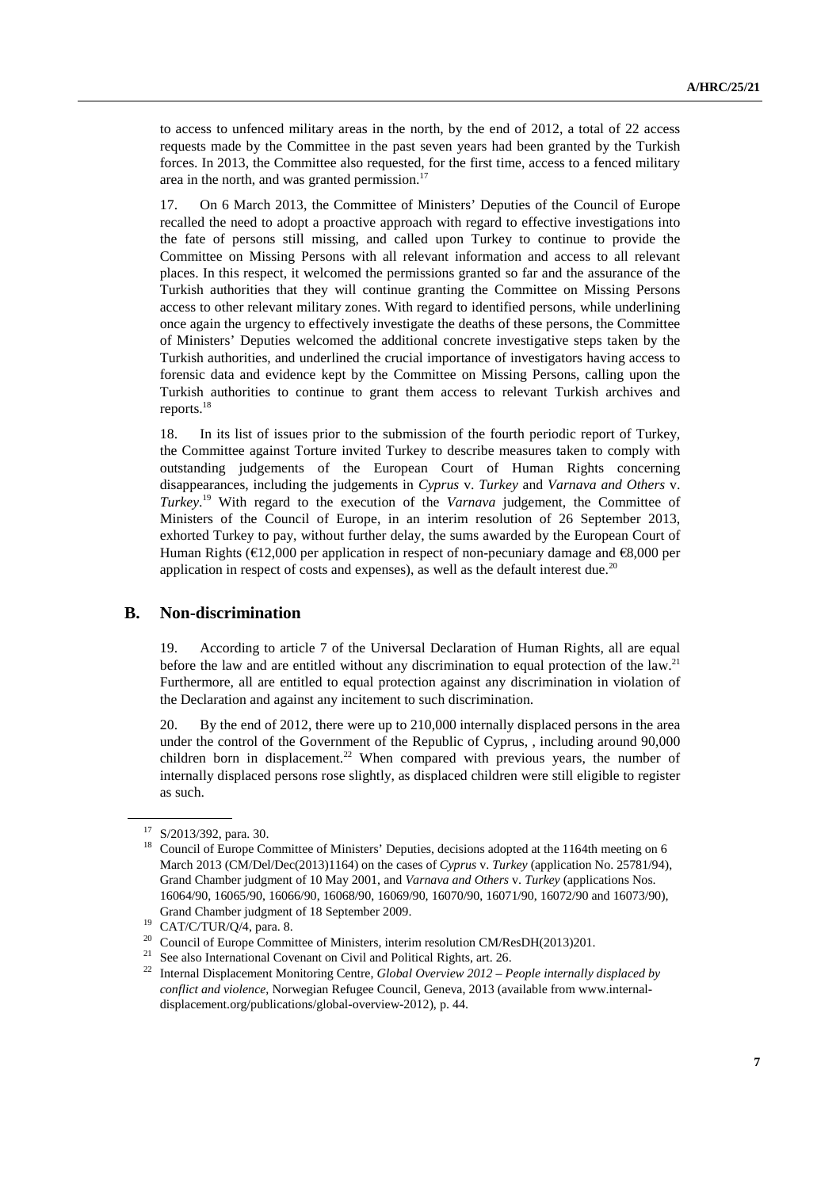to access to unfenced military areas in the north, by the end of 2012, a total of 22 access requests made by the Committee in the past seven years had been granted by the Turkish forces. In 2013, the Committee also requested, for the first time, access to a fenced military area in the north, and was granted permission.[17]

17. On 6 March 2013, the Committee of Ministers' Deputies of the Council of Europe recalled the need to adopt a proactive approach with regard to effective investigations into the fate of persons still missing, and called upon Turkey to continue to provide the Committee on Missing Persons with all relevant information and access to all relevant places. In this respect, it welcomed the permissions granted so far and the assurance of the Turkish authorities that they will continue granting the Committee on Missing Persons access to other relevant military zones. With regard to identified persons, while underlining once again the urgency to effectively investigate the deaths of these persons, the Committee of Ministers' Deputies welcomed the additional concrete investigative steps taken by the Turkish authorities, and underlined the crucial importance of investigators having access to forensic data and evidence kept by the Committee on Missing Persons, calling upon the Turkish authorities to continue to grant them access to relevant Turkish archives and reports.[18]

18. In its list of issues prior to the submission of the fourth periodic report of Turkey, the Committee against Torture invited Turkey to describe measures taken to comply with outstanding judgements of the European Court of Human Rights concerning disappearances, including the judgements in *Cyprus* v. *Turkey* and *Varnava and Others* v. *Turkey*.[19] With regard to the execution of the *Varnava* judgement, the Committee of Ministers of the Council of Europe, in an interim resolution of 26 September 2013, exhorted Turkey to pay, without further delay, the sums awarded by the European Court of Human Rights (€12,000 per application in respect of non-pecuniary damage and €8,000 per application in respect of costs and expenses), as well as the default interest due.[20]

## B. Non-discrimination

19. According to article 7 of the Universal Declaration of Human Rights, all are equal before the law and are entitled without any discrimination to equal protection of the law.[21] Furthermore, all are entitled to equal protection against any discrimination in violation of the Declaration and against any incitement to such discrimination.

20. By the end of 2012, there were up to 210,000 internally displaced persons in the area under the control of the Government of the Republic of Cyprus, , including around 90,000 children born in displacement.[22] When compared with previous years, the number of internally displaced persons rose slightly, as displaced children were still eligible to register as such.

---

[17] S/2013/392, para. 30.

[18] Council of Europe Committee of Ministers' Deputies, decisions adopted at the 1164th meeting on 6 March 2013 (CM/Del/Dec(2013)1164) on the cases of *Cyprus* v. *Turkey* (application No. 25781/94), Grand Chamber judgment of 10 May 2001, and *Varnava and Others* v. *Turkey* (applications Nos. 16064/90, 16065/90, 16066/90, 16068/90, 16069/90, 16070/90, 16071/90, 16072/90 and 16073/90), Grand Chamber judgment of 18 September 2009.

[19] CAT/C/TUR/Q/4, para. 8.

[20] Council of Europe Committee of Ministers, interim resolution CM/ResDH(2013)201.

[21] See also International Covenant on Civil and Political Rights, art. 26.

[22] Internal Displacement Monitoring Centre, *Global Overview 2012 – People internally displaced by conflict and violence*, Norwegian Refugee Council, Geneva, 2013 (available from www.internal-displacement.org/publications/global-overview-2012), p. 44.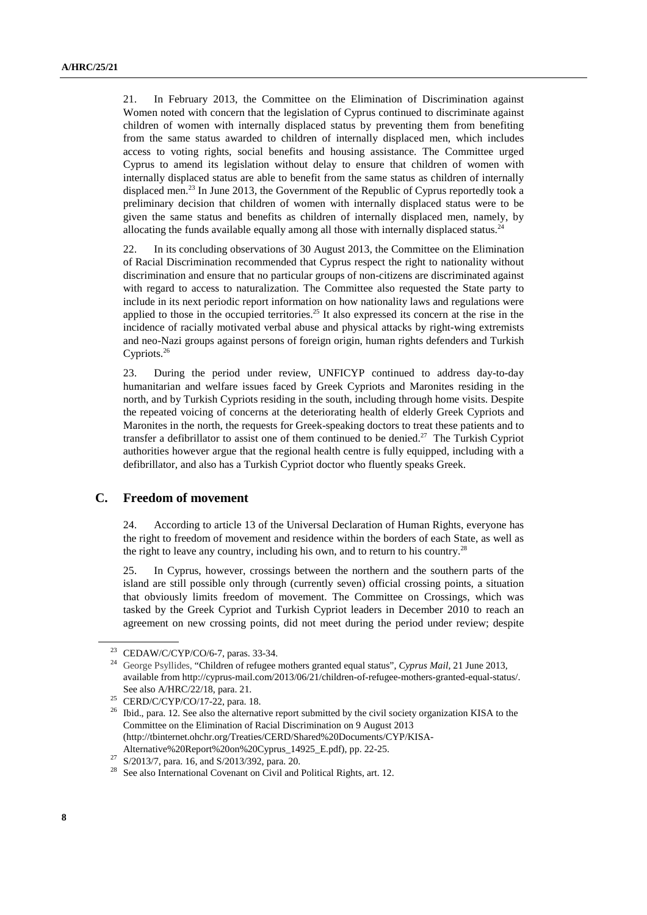21. In February 2013, the Committee on the Elimination of Discrimination against Women noted with concern that the legislation of Cyprus continued to discriminate against children of women with internally displaced status by preventing them from benefiting from the same status awarded to children of internally displaced men, which includes access to voting rights, social benefits and housing assistance. The Committee urged Cyprus to amend its legislation without delay to ensure that children of women with internally displaced status are able to benefit from the same status as children of internally displaced men.[23] In June 2013, the Government of the Republic of Cyprus reportedly took a preliminary decision that children of women with internally displaced status were to be given the same status and benefits as children of internally displaced men, namely, by allocating the funds available equally among all those with internally displaced status.[24]

22. In its concluding observations of 30 August 2013, the Committee on the Elimination of Racial Discrimination recommended that Cyprus respect the right to nationality without discrimination and ensure that no particular groups of non-citizens are discriminated against with regard to access to naturalization. The Committee also requested the State party to include in its next periodic report information on how nationality laws and regulations were applied to those in the occupied territories.[25] It also expressed its concern at the rise in the incidence of racially motivated verbal abuse and physical attacks by right-wing extremists and neo-Nazi groups against persons of foreign origin, human rights defenders and Turkish Cypriots.[26]

23. During the period under review, UNFICYP continued to address day-to-day humanitarian and welfare issues faced by Greek Cypriots and Maronites residing in the north, and by Turkish Cypriots residing in the south, including through home visits. Despite the repeated voicing of concerns at the deteriorating health of elderly Greek Cypriots and Maronites in the north, the requests for Greek-speaking doctors to treat these patients and to transfer a defibrillator to assist one of them continued to be denied.[27] The Turkish Cypriot authorities however argue that the regional health centre is fully equipped, including with a defibrillator, and also has a Turkish Cypriot doctor who fluently speaks Greek.

## C. Freedom of movement

24. According to article 13 of the Universal Declaration of Human Rights, everyone has the right to freedom of movement and residence within the borders of each State, as well as the right to leave any country, including his own, and to return to his country.[28]

25. In Cyprus, however, crossings between the northern and the southern parts of the island are still possible only through (currently seven) official crossing points, a situation that obviously limits freedom of movement. The Committee on Crossings, which was tasked by the Greek Cypriot and Turkish Cypriot leaders in December 2010 to reach an agreement on new crossing points, did not meet during the period under review; despite

---

[23] CEDAW/C/CYP/CO/6-7, paras. 33-34.

[24] George Psyllides, "Children of refugee mothers granted equal status", *Cyprus Mail*, 21 June 2013, available from http://cyprus-mail.com/2013/06/21/children-of-refugee-mothers-granted-equal-status/. See also A/HRC/22/18, para. 21.

[25] CERD/C/CYP/CO/17-22, para. 18.

[26] Ibid., para. 12. See also the alternative report submitted by the civil society organization KISA to the Committee on the Elimination of Racial Discrimination on 9 August 2013 (http://tbinternet.ohchr.org/Treaties/CERD/Shared%20Documents/CYP/KISA-Alternative%20Report%20on%20Cyprus_14925_E.pdf), pp. 22-25.

[27] S/2013/7, para. 16, and S/2013/392, para. 20.

[28] See also International Covenant on Civil and Political Rights, art. 12.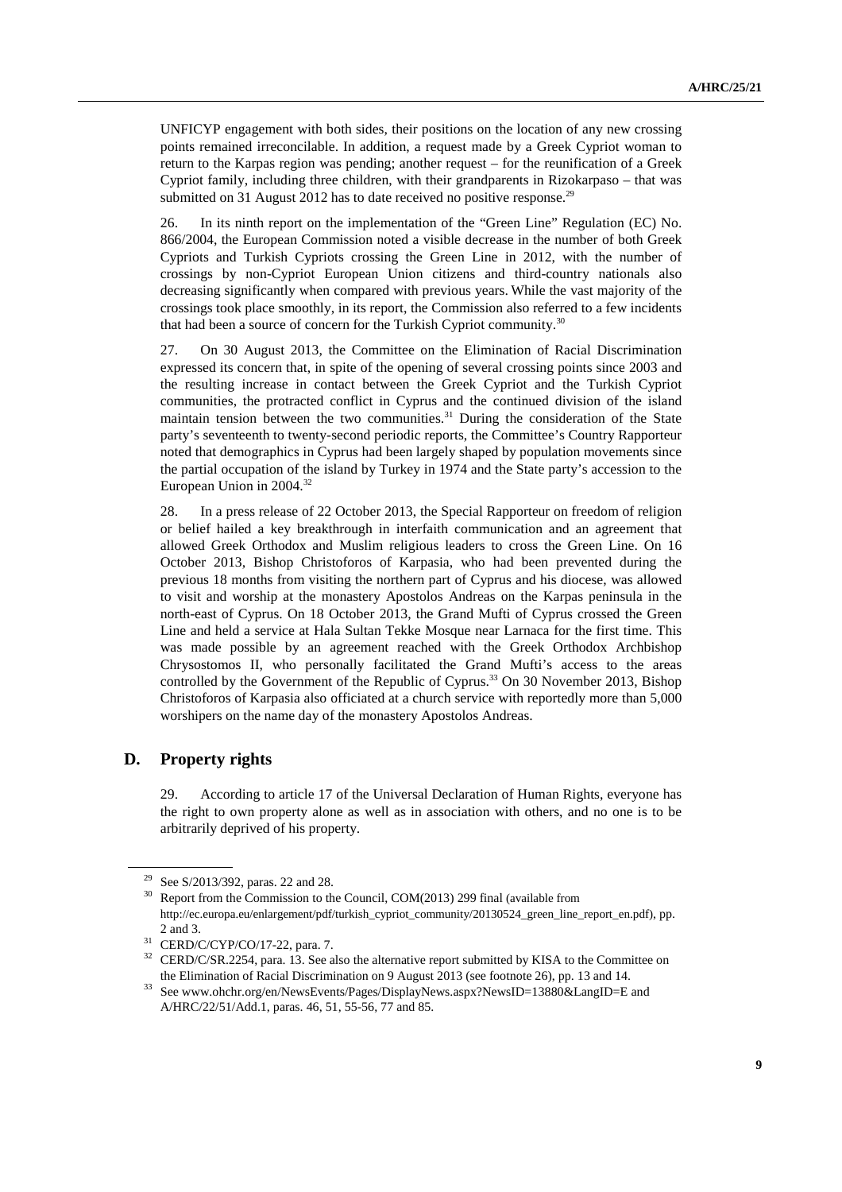UNFICYP engagement with both sides, their positions on the location of any new crossing points remained irreconcilable. In addition, a request made by a Greek Cypriot woman to return to the Karpas region was pending; another request – for the reunification of a Greek Cypriot family, including three children, with their grandparents in Rizokarpaso – that was submitted on 31 August 2012 has to date received no positive response.[29]

26. In its ninth report on the implementation of the "Green Line" Regulation (EC) No. 866/2004, the European Commission noted a visible decrease in the number of both Greek Cypriots and Turkish Cypriots crossing the Green Line in 2012, with the number of crossings by non-Cypriot European Union citizens and third-country nationals also decreasing significantly when compared with previous years. While the vast majority of the crossings took place smoothly, in its report, the Commission also referred to a few incidents that had been a source of concern for the Turkish Cypriot community.[30]

27. On 30 August 2013, the Committee on the Elimination of Racial Discrimination expressed its concern that, in spite of the opening of several crossing points since 2003 and the resulting increase in contact between the Greek Cypriot and the Turkish Cypriot communities, the protracted conflict in Cyprus and the continued division of the island maintain tension between the two communities.[31] During the consideration of the State party's seventeenth to twenty-second periodic reports, the Committee's Country Rapporteur noted that demographics in Cyprus had been largely shaped by population movements since the partial occupation of the island by Turkey in 1974 and the State party's accession to the European Union in 2004.[32]

28. In a press release of 22 October 2013, the Special Rapporteur on freedom of religion or belief hailed a key breakthrough in interfaith communication and an agreement that allowed Greek Orthodox and Muslim religious leaders to cross the Green Line. On 16 October 2013, Bishop Christoforos of Karpasia, who had been prevented during the previous 18 months from visiting the northern part of Cyprus and his diocese, was allowed to visit and worship at the monastery Apostolos Andreas on the Karpas peninsula in the north-east of Cyprus. On 18 October 2013, the Grand Mufti of Cyprus crossed the Green Line and held a service at Hala Sultan Tekke Mosque near Larnaca for the first time. This was made possible by an agreement reached with the Greek Orthodox Archbishop Chrysostomos II, who personally facilitated the Grand Mufti's access to the areas controlled by the Government of the Republic of Cyprus.[33] On 30 November 2013, Bishop Christoforos of Karpasia also officiated at a church service with reportedly more than 5,000 worshipers on the name day of the monastery Apostolos Andreas.

## D. Property rights

29. According to article 17 of the Universal Declaration of Human Rights, everyone has the right to own property alone as well as in association with others, and no one is to be arbitrarily deprived of his property.

---

[29] See S/2013/392, paras. 22 and 28.

[30] Report from the Commission to the Council, COM(2013) 299 final (available from http://ec.europa.eu/enlargement/pdf/turkish_cypriot_community/20130524_green_line_report_en.pdf), pp. 2 and 3.

[31] CERD/C/CYP/CO/17-22, para. 7.

[32] CERD/C/SR.2254, para. 13. See also the alternative report submitted by KISA to the Committee on the Elimination of Racial Discrimination on 9 August 2013 (see footnote 26), pp. 13 and 14.

[33] See www.ohchr.org/en/NewsEvents/Pages/DisplayNews.aspx?NewsID=13880&LangID=E and A/HRC/22/51/Add.1, paras. 46, 51, 55-56, 77 and 85.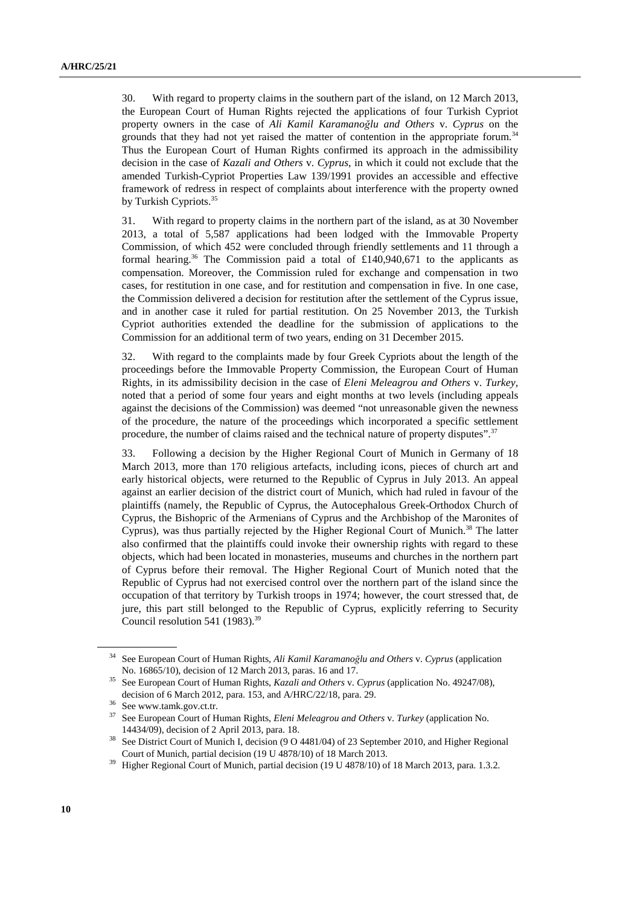30. With regard to property claims in the southern part of the island, on 12 March 2013, the European Court of Human Rights rejected the applications of four Turkish Cypriot property owners in the case of *Ali Kamil Karamanoğlu and Others* v. *Cyprus* on the grounds that they had not yet raised the matter of contention in the appropriate forum.[34] Thus the European Court of Human Rights confirmed its approach in the admissibility decision in the case of *Kazali and Others* v. *Cyprus*, in which it could not exclude that the amended Turkish-Cypriot Properties Law 139/1991 provides an accessible and effective framework of redress in respect of complaints about interference with the property owned by Turkish Cypriots.[35]

31. With regard to property claims in the northern part of the island, as at 30 November 2013, a total of 5,587 applications had been lodged with the Immovable Property Commission, of which 452 were concluded through friendly settlements and 11 through a formal hearing.[36] The Commission paid a total of £140,940,671 to the applicants as compensation. Moreover, the Commission ruled for exchange and compensation in two cases, for restitution in one case, and for restitution and compensation in five. In one case, the Commission delivered a decision for restitution after the settlement of the Cyprus issue, and in another case it ruled for partial restitution. On 25 November 2013, the Turkish Cypriot authorities extended the deadline for the submission of applications to the Commission for an additional term of two years, ending on 31 December 2015.

32. With regard to the complaints made by four Greek Cypriots about the length of the proceedings before the Immovable Property Commission, the European Court of Human Rights, in its admissibility decision in the case of *Eleni Meleagrou and Others* v. *Turkey*, noted that a period of some four years and eight months at two levels (including appeals against the decisions of the Commission) was deemed "not unreasonable given the newness of the procedure, the nature of the proceedings which incorporated a specific settlement procedure, the number of claims raised and the technical nature of property disputes".[37]

33. Following a decision by the Higher Regional Court of Munich in Germany of 18 March 2013, more than 170 religious artefacts, including icons, pieces of church art and early historical objects, were returned to the Republic of Cyprus in July 2013. An appeal against an earlier decision of the district court of Munich, which had ruled in favour of the plaintiffs (namely, the Republic of Cyprus, the Autocephalous Greek-Orthodox Church of Cyprus, the Bishopric of the Armenians of Cyprus and the Archbishop of the Maronites of Cyprus), was thus partially rejected by the Higher Regional Court of Munich.[38] The latter also confirmed that the plaintiffs could invoke their ownership rights with regard to these objects, which had been located in monasteries, museums and churches in the northern part of Cyprus before their removal. The Higher Regional Court of Munich noted that the Republic of Cyprus had not exercised control over the northern part of the island since the occupation of that territory by Turkish troops in 1974; however, the court stressed that, de jure, this part still belonged to the Republic of Cyprus, explicitly referring to Security Council resolution 541 (1983).[39]

---

[34] See European Court of Human Rights, *Ali Kamil Karamanoğlu and Others* v. *Cyprus* (application No. 16865/10), decision of 12 March 2013, paras. 16 and 17.

[35] See European Court of Human Rights, *Kazali and Others* v. *Cyprus* (application No. 49247/08), decision of 6 March 2012, para. 153, and A/HRC/22/18, para. 29.

[36] See www.tamk.gov.ct.tr.

[37] See European Court of Human Rights, *Eleni Meleagrou and Others* v. *Turkey* (application No. 14434/09), decision of 2 April 2013, para. 18.

[38] See District Court of Munich I, decision (9 O 4481/04) of 23 September 2010, and Higher Regional Court of Munich, partial decision (19 U 4878/10) of 18 March 2013.

[39] Higher Regional Court of Munich, partial decision (19 U 4878/10) of 18 March 2013, para. 1.3.2.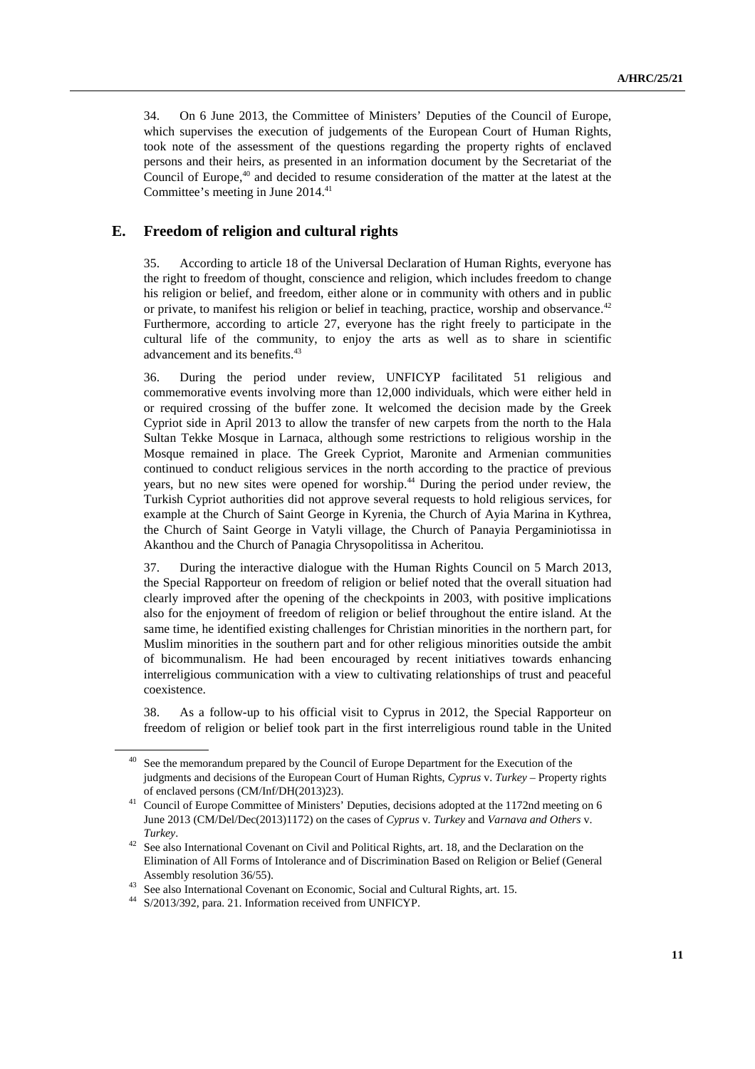34. On 6 June 2013, the Committee of Ministers' Deputies of the Council of Europe, which supervises the execution of judgements of the European Court of Human Rights, took note of the assessment of the questions regarding the property rights of enclaved persons and their heirs, as presented in an information document by the Secretariat of the Council of Europe,[40] and decided to resume consideration of the matter at the latest at the Committee's meeting in June 2014.[41]

## E. Freedom of religion and cultural rights

35. According to article 18 of the Universal Declaration of Human Rights, everyone has the right to freedom of thought, conscience and religion, which includes freedom to change his religion or belief, and freedom, either alone or in community with others and in public or private, to manifest his religion or belief in teaching, practice, worship and observance.[42] Furthermore, according to article 27, everyone has the right freely to participate in the cultural life of the community, to enjoy the arts as well as to share in scientific advancement and its benefits.[43]

36. During the period under review, UNFICYP facilitated 51 religious and commemorative events involving more than 12,000 individuals, which were either held in or required crossing of the buffer zone. It welcomed the decision made by the Greek Cypriot side in April 2013 to allow the transfer of new carpets from the north to the Hala Sultan Tekke Mosque in Larnaca, although some restrictions to religious worship in the Mosque remained in place. The Greek Cypriot, Maronite and Armenian communities continued to conduct religious services in the north according to the practice of previous years, but no new sites were opened for worship.[44] During the period under review, the Turkish Cypriot authorities did not approve several requests to hold religious services, for example at the Church of Saint George in Kyrenia, the Church of Ayia Marina in Kythrea, the Church of Saint George in Vatyli village, the Church of Panayia Pergaminiotissa in Akanthou and the Church of Panagia Chrysopolitissa in Acheritou.

37. During the interactive dialogue with the Human Rights Council on 5 March 2013, the Special Rapporteur on freedom of religion or belief noted that the overall situation had clearly improved after the opening of the checkpoints in 2003, with positive implications also for the enjoyment of freedom of religion or belief throughout the entire island. At the same time, he identified existing challenges for Christian minorities in the northern part, for Muslim minorities in the southern part and for other religious minorities outside the ambit of bicommunalism. He had been encouraged by recent initiatives towards enhancing interreligious communication with a view to cultivating relationships of trust and peaceful coexistence.

38. As a follow-up to his official visit to Cyprus in 2012, the Special Rapporteur on freedom of religion or belief took part in the first interreligious round table in the United

---

[40] See the memorandum prepared by the Council of Europe Department for the Execution of the judgments and decisions of the European Court of Human Rights, *Cyprus* v. *Turkey* – Property rights of enclaved persons (CM/Inf/DH(2013)23).

[41] Council of Europe Committee of Ministers' Deputies, decisions adopted at the 1172nd meeting on 6 June 2013 (CM/Del/Dec(2013)1172) on the cases of *Cyprus* v. *Turkey* and *Varnava and Others* v. *Turkey*.

[42] See also International Covenant on Civil and Political Rights, art. 18, and the Declaration on the Elimination of All Forms of Intolerance and of Discrimination Based on Religion or Belief (General Assembly resolution 36/55).

[43] See also International Covenant on Economic, Social and Cultural Rights, art. 15.

[44] S/2013/392, para. 21. Information received from UNFICYP.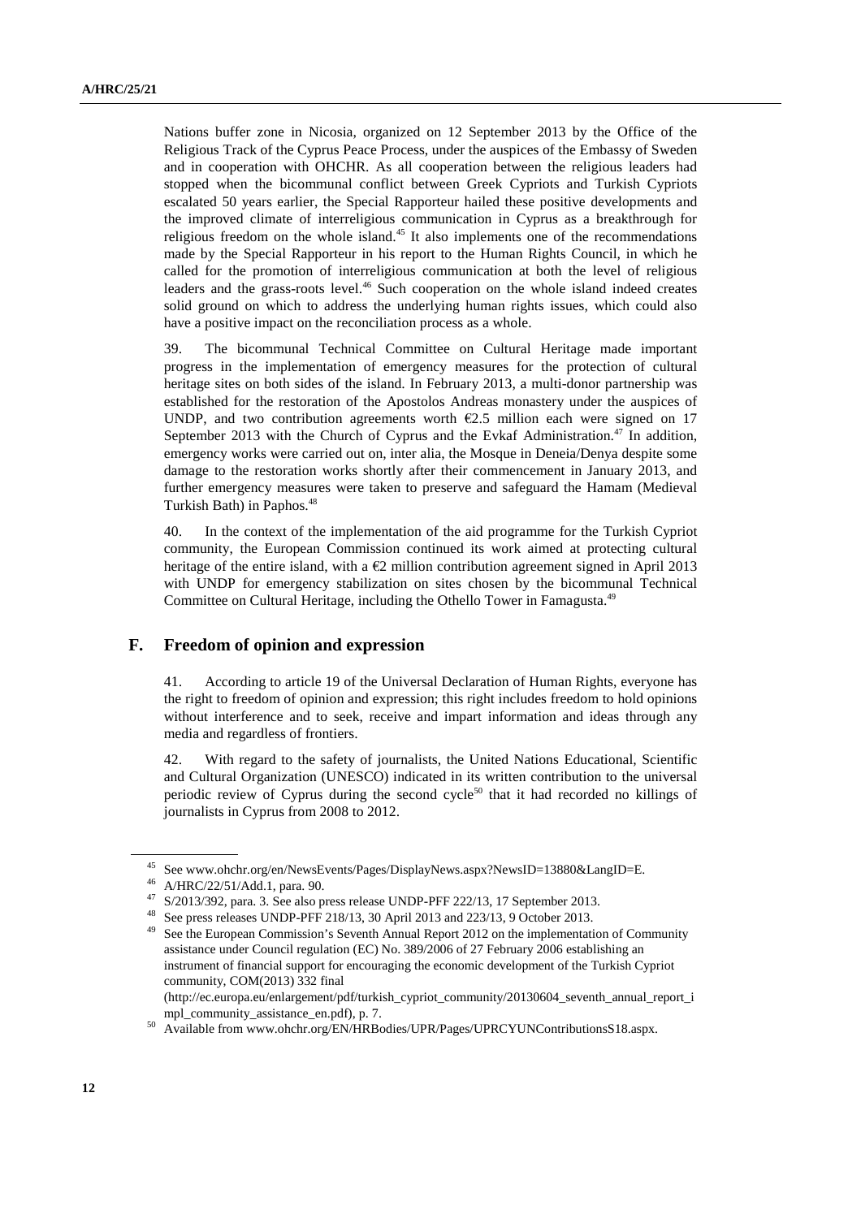Nations buffer zone in Nicosia, organized on 12 September 2013 by the Office of the Religious Track of the Cyprus Peace Process, under the auspices of the Embassy of Sweden and in cooperation with OHCHR. As all cooperation between the religious leaders had stopped when the bicommunal conflict between Greek Cypriots and Turkish Cypriots escalated 50 years earlier, the Special Rapporteur hailed these positive developments and the improved climate of interreligious communication in Cyprus as a breakthrough for religious freedom on the whole island.[45] It also implements one of the recommendations made by the Special Rapporteur in his report to the Human Rights Council, in which he called for the promotion of interreligious communication at both the level of religious leaders and the grass-roots level.[46] Such cooperation on the whole island indeed creates solid ground on which to address the underlying human rights issues, which could also have a positive impact on the reconciliation process as a whole.

39. The bicommunal Technical Committee on Cultural Heritage made important progress in the implementation of emergency measures for the protection of cultural heritage sites on both sides of the island. In February 2013, a multi-donor partnership was established for the restoration of the Apostolos Andreas monastery under the auspices of UNDP, and two contribution agreements worth €2.5 million each were signed on 17 September 2013 with the Church of Cyprus and the Evkaf Administration.[47] In addition, emergency works were carried out on, inter alia, the Mosque in Deneia/Denya despite some damage to the restoration works shortly after their commencement in January 2013, and further emergency measures were taken to preserve and safeguard the Hamam (Medieval Turkish Bath) in Paphos.[48]

40. In the context of the implementation of the aid programme for the Turkish Cypriot community, the European Commission continued its work aimed at protecting cultural heritage of the entire island, with a €2 million contribution agreement signed in April 2013 with UNDP for emergency stabilization on sites chosen by the bicommunal Technical Committee on Cultural Heritage, including the Othello Tower in Famagusta.[49]

## F. Freedom of opinion and expression

41. According to article 19 of the Universal Declaration of Human Rights, everyone has the right to freedom of opinion and expression; this right includes freedom to hold opinions without interference and to seek, receive and impart information and ideas through any media and regardless of frontiers.

42. With regard to the safety of journalists, the United Nations Educational, Scientific and Cultural Organization (UNESCO) indicated in its written contribution to the universal periodic review of Cyprus during the second cycle[50] that it had recorded no killings of journalists in Cyprus from 2008 to 2012.

---

[45] See www.ohchr.org/en/NewsEvents/Pages/DisplayNews.aspx?NewsID=13880&LangID=E.

[46] A/HRC/22/51/Add.1, para. 90.

[47] S/2013/392, para. 3. See also press release UNDP-PFF 222/13, 17 September 2013.

[48] See press releases UNDP-PFF 218/13, 30 April 2013 and 223/13, 9 October 2013.

[49] See the European Commission's Seventh Annual Report 2012 on the implementation of Community assistance under Council regulation (EC) No. 389/2006 of 27 February 2006 establishing an instrument of financial support for encouraging the economic development of the Turkish Cypriot community, COM(2013) 332 final (http://ec.europa.eu/enlargement/pdf/turkish_cypriot_community/20130604_seventh_annual_report_impl_community_assistance_en.pdf), p. 7.

[50] Available from www.ohchr.org/EN/HRBodies/UPR/Pages/UPRCYUNContributionsS18.aspx.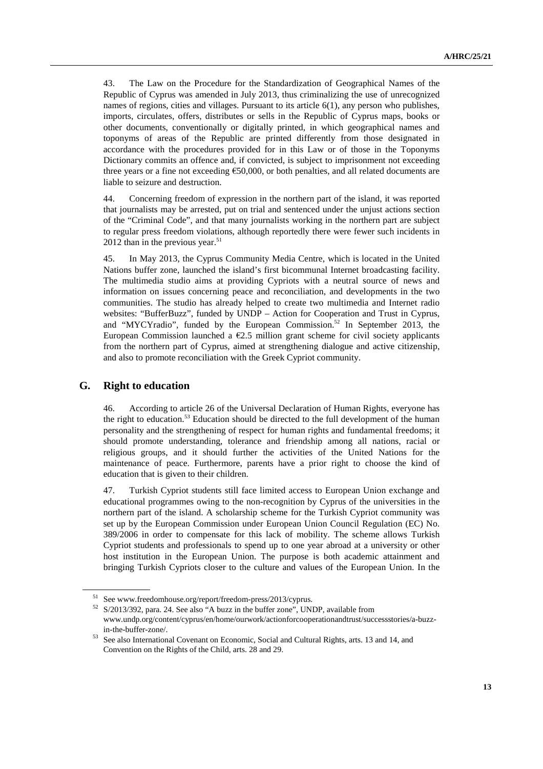43. The Law on the Procedure for the Standardization of Geographical Names of the Republic of Cyprus was amended in July 2013, thus criminalizing the use of unrecognized names of regions, cities and villages. Pursuant to its article 6(1), any person who publishes, imports, circulates, offers, distributes or sells in the Republic of Cyprus maps, books or other documents, conventionally or digitally printed, in which geographical names and toponyms of areas of the Republic are printed differently from those designated in accordance with the procedures provided for in this Law or of those in the Toponyms Dictionary commits an offence and, if convicted, is subject to imprisonment not exceeding three years or a fine not exceeding €50,000, or both penalties, and all related documents are liable to seizure and destruction.

44. Concerning freedom of expression in the northern part of the island, it was reported that journalists may be arrested, put on trial and sentenced under the unjust actions section of the "Criminal Code", and that many journalists working in the northern part are subject to regular press freedom violations, although reportedly there were fewer such incidents in 2012 than in the previous year.[51]

45. In May 2013, the Cyprus Community Media Centre, which is located in the United Nations buffer zone, launched the island's first bicommunal Internet broadcasting facility. The multimedia studio aims at providing Cypriots with a neutral source of news and information on issues concerning peace and reconciliation, and developments in the two communities. The studio has already helped to create two multimedia and Internet radio websites: "BufferBuzz", funded by UNDP – Action for Cooperation and Trust in Cyprus, and "MYCYradio", funded by the European Commission.[52] In September 2013, the European Commission launched a €2.5 million grant scheme for civil society applicants from the northern part of Cyprus, aimed at strengthening dialogue and active citizenship, and also to promote reconciliation with the Greek Cypriot community.

## G. Right to education

46. According to article 26 of the Universal Declaration of Human Rights, everyone has the right to education.[53] Education should be directed to the full development of the human personality and the strengthening of respect for human rights and fundamental freedoms; it should promote understanding, tolerance and friendship among all nations, racial or religious groups, and it should further the activities of the United Nations for the maintenance of peace. Furthermore, parents have a prior right to choose the kind of education that is given to their children.

47. Turkish Cypriot students still face limited access to European Union exchange and educational programmes owing to the non-recognition by Cyprus of the universities in the northern part of the island. A scholarship scheme for the Turkish Cypriot community was set up by the European Commission under European Union Council Regulation (EC) No. 389/2006 in order to compensate for this lack of mobility. The scheme allows Turkish Cypriot students and professionals to spend up to one year abroad at a university or other host institution in the European Union. The purpose is both academic attainment and bringing Turkish Cypriots closer to the culture and values of the European Union. In the

---

[51] See www.freedomhouse.org/report/freedom-press/2013/cyprus.

[52] S/2013/392, para. 24. See also "A buzz in the buffer zone", UNDP, available from www.undp.org/content/cyprus/en/home/ourwork/actionforcooperationandtrust/successstories/a-buzz-in-the-buffer-zone/.

[53] See also International Covenant on Economic, Social and Cultural Rights, arts. 13 and 14, and Convention on the Rights of the Child, arts. 28 and 29.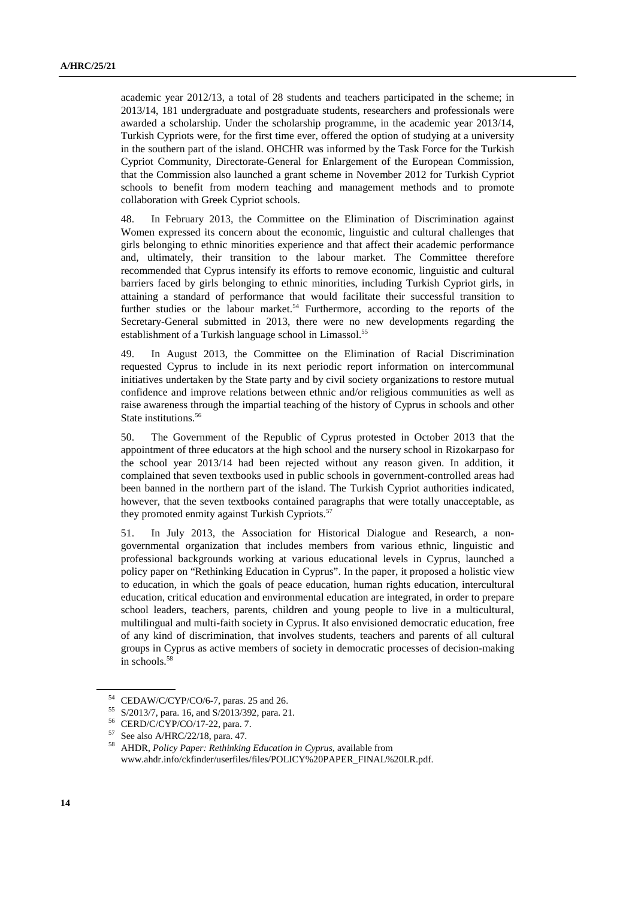academic year 2012/13, a total of 28 students and teachers participated in the scheme; in 2013/14, 181 undergraduate and postgraduate students, researchers and professionals were awarded a scholarship. Under the scholarship programme, in the academic year 2013/14, Turkish Cypriots were, for the first time ever, offered the option of studying at a university in the southern part of the island. OHCHR was informed by the Task Force for the Turkish Cypriot Community, Directorate-General for Enlargement of the European Commission, that the Commission also launched a grant scheme in November 2012 for Turkish Cypriot schools to benefit from modern teaching and management methods and to promote collaboration with Greek Cypriot schools.

48. In February 2013, the Committee on the Elimination of Discrimination against Women expressed its concern about the economic, linguistic and cultural challenges that girls belonging to ethnic minorities experience and that affect their academic performance and, ultimately, their transition to the labour market. The Committee therefore recommended that Cyprus intensify its efforts to remove economic, linguistic and cultural barriers faced by girls belonging to ethnic minorities, including Turkish Cypriot girls, in attaining a standard of performance that would facilitate their successful transition to further studies or the labour market.[54] Furthermore, according to the reports of the Secretary-General submitted in 2013, there were no new developments regarding the establishment of a Turkish language school in Limassol.[55]

49. In August 2013, the Committee on the Elimination of Racial Discrimination requested Cyprus to include in its next periodic report information on intercommunal initiatives undertaken by the State party and by civil society organizations to restore mutual confidence and improve relations between ethnic and/or religious communities as well as raise awareness through the impartial teaching of the history of Cyprus in schools and other State institutions.[56]

50. The Government of the Republic of Cyprus protested in October 2013 that the appointment of three educators at the high school and the nursery school in Rizokarpaso for the school year 2013/14 had been rejected without any reason given. In addition, it complained that seven textbooks used in public schools in government-controlled areas had been banned in the northern part of the island. The Turkish Cypriot authorities indicated, however, that the seven textbooks contained paragraphs that were totally unacceptable, as they promoted enmity against Turkish Cypriots.[57]

51. In July 2013, the Association for Historical Dialogue and Research, a non-governmental organization that includes members from various ethnic, linguistic and professional backgrounds working at various educational levels in Cyprus, launched a policy paper on "Rethinking Education in Cyprus". In the paper, it proposed a holistic view to education, in which the goals of peace education, human rights education, intercultural education, critical education and environmental education are integrated, in order to prepare school leaders, teachers, parents, children and young people to live in a multicultural, multilingual and multi-faith society in Cyprus. It also envisioned democratic education, free of any kind of discrimination, that involves students, teachers and parents of all cultural groups in Cyprus as active members of society in democratic processes of decision-making in schools.[58]

---

[54] CEDAW/C/CYP/CO/6-7, paras. 25 and 26.

[55] S/2013/7, para. 16, and S/2013/392, para. 21.

[56] CERD/C/CYP/CO/17-22, para. 7.

[57] See also A/HRC/22/18, para. 47.

[58] AHDR, *Policy Paper: Rethinking Education in Cyprus*, available from www.ahdr.info/ckfinder/userfiles/files/POLICY%20PAPER_FINAL%20LR.pdf.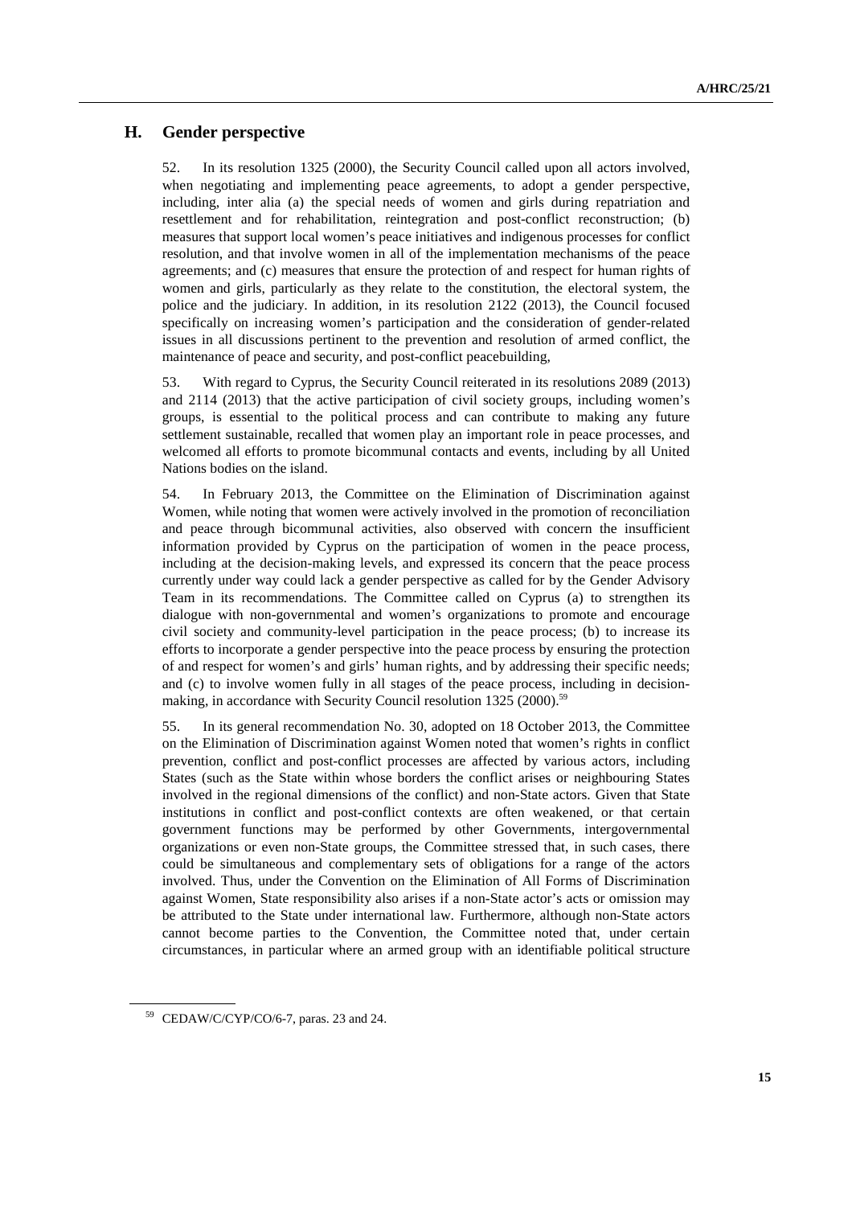## H. Gender perspective

52. In its resolution 1325 (2000), the Security Council called upon all actors involved, when negotiating and implementing peace agreements, to adopt a gender perspective, including, inter alia (a) the special needs of women and girls during repatriation and resettlement and for rehabilitation, reintegration and post-conflict reconstruction; (b) measures that support local women's peace initiatives and indigenous processes for conflict resolution, and that involve women in all of the implementation mechanisms of the peace agreements; and (c) measures that ensure the protection of and respect for human rights of women and girls, particularly as they relate to the constitution, the electoral system, the police and the judiciary. In addition, in its resolution 2122 (2013), the Council focused specifically on increasing women's participation and the consideration of gender-related issues in all discussions pertinent to the prevention and resolution of armed conflict, the maintenance of peace and security, and post-conflict peacebuilding,

53. With regard to Cyprus, the Security Council reiterated in its resolutions 2089 (2013) and 2114 (2013) that the active participation of civil society groups, including women's groups, is essential to the political process and can contribute to making any future settlement sustainable, recalled that women play an important role in peace processes, and welcomed all efforts to promote bicommunal contacts and events, including by all United Nations bodies on the island.

54. In February 2013, the Committee on the Elimination of Discrimination against Women, while noting that women were actively involved in the promotion of reconciliation and peace through bicommunal activities, also observed with concern the insufficient information provided by Cyprus on the participation of women in the peace process, including at the decision-making levels, and expressed its concern that the peace process currently under way could lack a gender perspective as called for by the Gender Advisory Team in its recommendations. The Committee called on Cyprus (a) to strengthen its dialogue with non-governmental and women's organizations to promote and encourage civil society and community-level participation in the peace process; (b) to increase its efforts to incorporate a gender perspective into the peace process by ensuring the protection of and respect for women's and girls' human rights, and by addressing their specific needs; and (c) to involve women fully in all stages of the peace process, including in decision-making, in accordance with Security Council resolution 1325 (2000).[59]

55. In its general recommendation No. 30, adopted on 18 October 2013, the Committee on the Elimination of Discrimination against Women noted that women's rights in conflict prevention, conflict and post-conflict processes are affected by various actors, including States (such as the State within whose borders the conflict arises or neighbouring States involved in the regional dimensions of the conflict) and non-State actors. Given that State institutions in conflict and post-conflict contexts are often weakened, or that certain government functions may be performed by other Governments, intergovernmental organizations or even non-State groups, the Committee stressed that, in such cases, there could be simultaneous and complementary sets of obligations for a range of the actors involved. Thus, under the Convention on the Elimination of All Forms of Discrimination against Women, State responsibility also arises if a non-State actor's acts or omission may be attributed to the State under international law. Furthermore, although non-State actors cannot become parties to the Convention, the Committee noted that, under certain circumstances, in particular where an armed group with an identifiable political structure

[59] CEDAW/C/CYP/CO/6-7, paras. 23 and 24.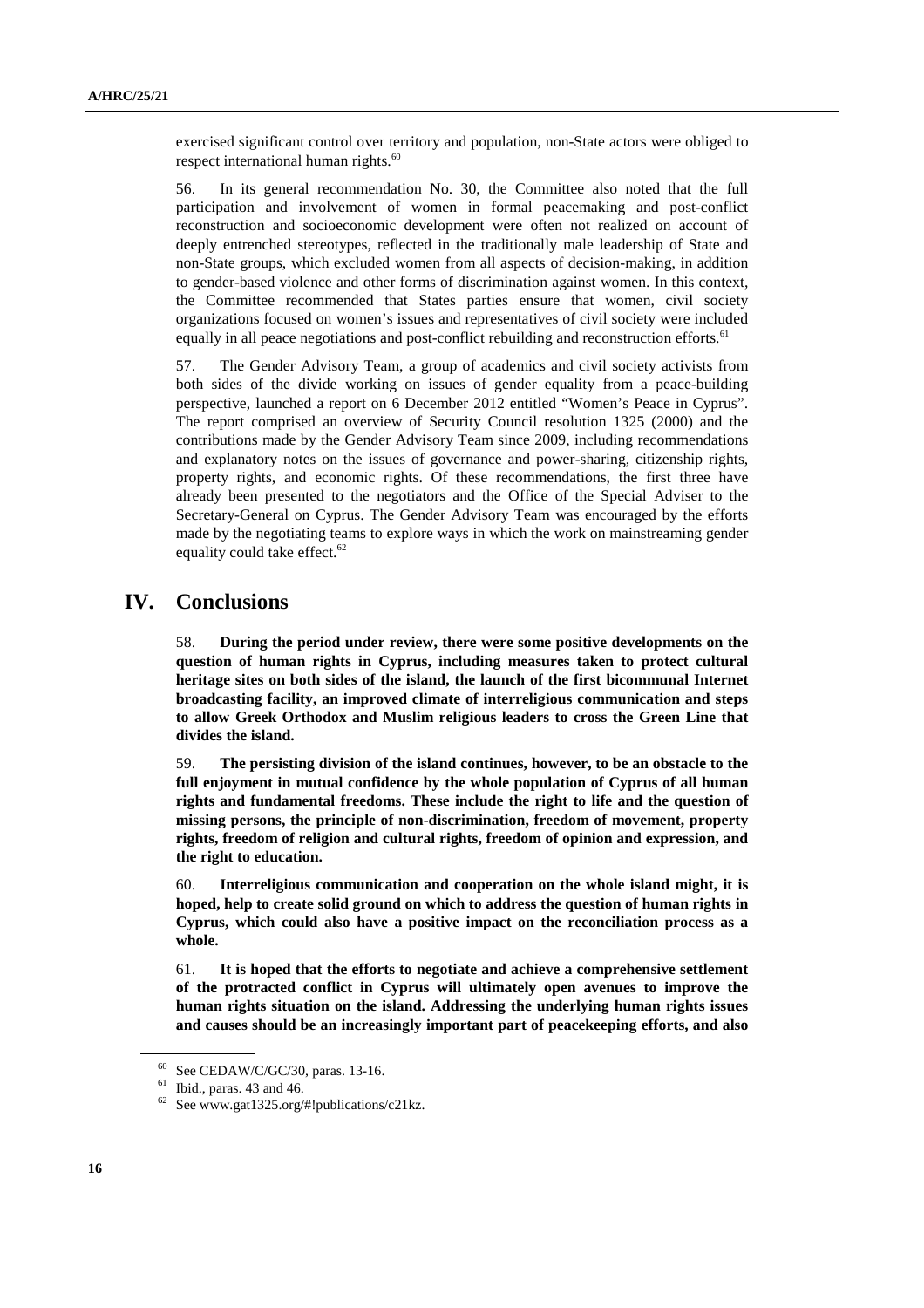exercised significant control over territory and population, non-State actors were obliged to respect international human rights.[60]

56. In its general recommendation No. 30, the Committee also noted that the full participation and involvement of women in formal peacemaking and post-conflict reconstruction and socioeconomic development were often not realized on account of deeply entrenched stereotypes, reflected in the traditionally male leadership of State and non-State groups, which excluded women from all aspects of decision-making, in addition to gender-based violence and other forms of discrimination against women. In this context, the Committee recommended that States parties ensure that women, civil society organizations focused on women's issues and representatives of civil society were included equally in all peace negotiations and post-conflict rebuilding and reconstruction efforts.[61]

57. The Gender Advisory Team, a group of academics and civil society activists from both sides of the divide working on issues of gender equality from a peace-building perspective, launched a report on 6 December 2012 entitled "Women's Peace in Cyprus". The report comprised an overview of Security Council resolution 1325 (2000) and the contributions made by the Gender Advisory Team since 2009, including recommendations and explanatory notes on the issues of governance and power-sharing, citizenship rights, property rights, and economic rights. Of these recommendations, the first three have already been presented to the negotiators and the Office of the Special Adviser to the Secretary-General on Cyprus. The Gender Advisory Team was encouraged by the efforts made by the negotiating teams to explore ways in which the work on mainstreaming gender equality could take effect.[62]

# IV. Conclusions

58. **During the period under review, there were some positive developments on the question of human rights in Cyprus, including measures taken to protect cultural heritage sites on both sides of the island, the launch of the first bicommunal Internet broadcasting facility, an improved climate of interreligious communication and steps to allow Greek Orthodox and Muslim religious leaders to cross the Green Line that divides the island.**

59. **The persisting division of the island continues, however, to be an obstacle to the full enjoyment in mutual confidence by the whole population of Cyprus of all human rights and fundamental freedoms. These include the right to life and the question of missing persons, the principle of non-discrimination, freedom of movement, property rights, freedom of religion and cultural rights, freedom of opinion and expression, and the right to education.**

60. **Interreligious communication and cooperation on the whole island might, it is hoped, help to create solid ground on which to address the question of human rights in Cyprus, which could also have a positive impact on the reconciliation process as a whole.**

61. **It is hoped that the efforts to negotiate and achieve a comprehensive settlement of the protracted conflict in Cyprus will ultimately open avenues to improve the human rights situation on the island. Addressing the underlying human rights issues and causes should be an increasingly important part of peacekeeping efforts, and also**

---

[60] See CEDAW/C/GC/30, paras. 13-16.

[61] Ibid., paras. 43 and 46.

[62] See www.gat1325.org/#!publications/c21kz.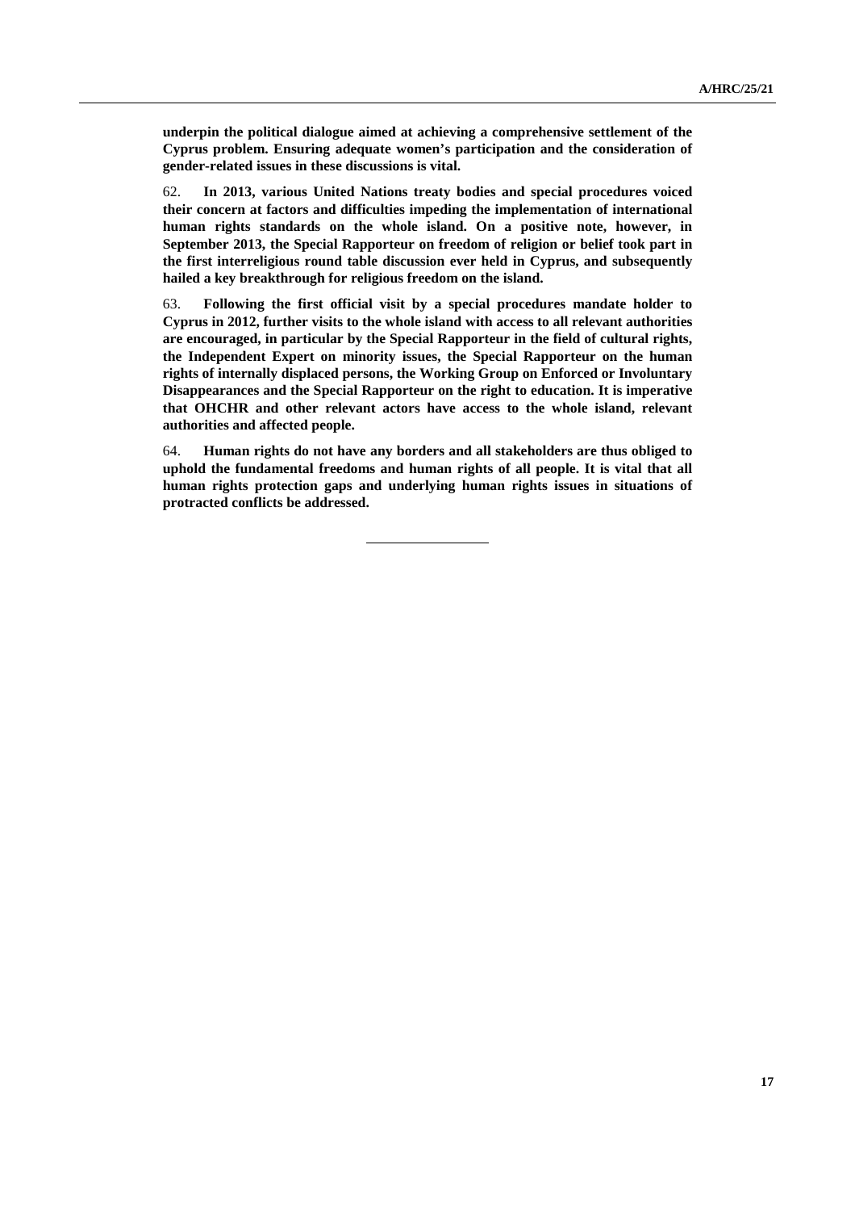**underpin the political dialogue aimed at achieving a comprehensive settlement of the Cyprus problem. Ensuring adequate women's participation and the consideration of gender-related issues in these discussions is vital.**

62. **In 2013, various United Nations treaty bodies and special procedures voiced their concern at factors and difficulties impeding the implementation of international human rights standards on the whole island. On a positive note, however, in September 2013, the Special Rapporteur on freedom of religion or belief took part in the first interreligious round table discussion ever held in Cyprus, and subsequently hailed a key breakthrough for religious freedom on the island.**

63. **Following the first official visit by a special procedures mandate holder to Cyprus in 2012, further visits to the whole island with access to all relevant authorities are encouraged, in particular by the Special Rapporteur in the field of cultural rights, the Independent Expert on minority issues, the Special Rapporteur on the human rights of internally displaced persons, the Working Group on Enforced or Involuntary Disappearances and the Special Rapporteur on the right to education. It is imperative that OHCHR and other relevant actors have access to the whole island, relevant authorities and affected people.**

64. **Human rights do not have any borders and all stakeholders are thus obliged to uphold the fundamental freedoms and human rights of all people. It is vital that all human rights protection gaps and underlying human rights issues in situations of protracted conflicts be addressed.**